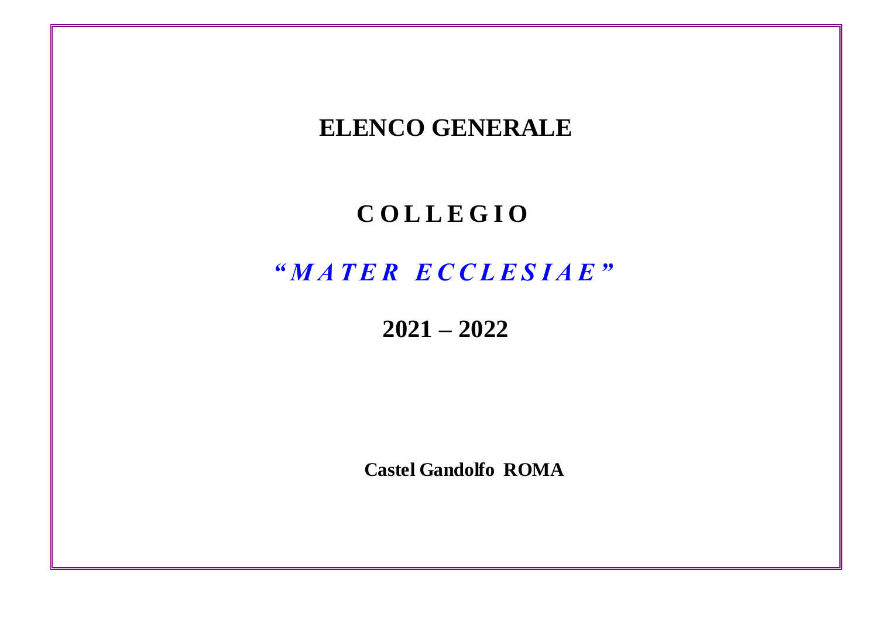# ELENCO GENERALE

# C O L L E G I O

## *"M A T E R  E C C L E S I A E"*

## 2021 – 2022

**Castel Gandolfo  ROMA**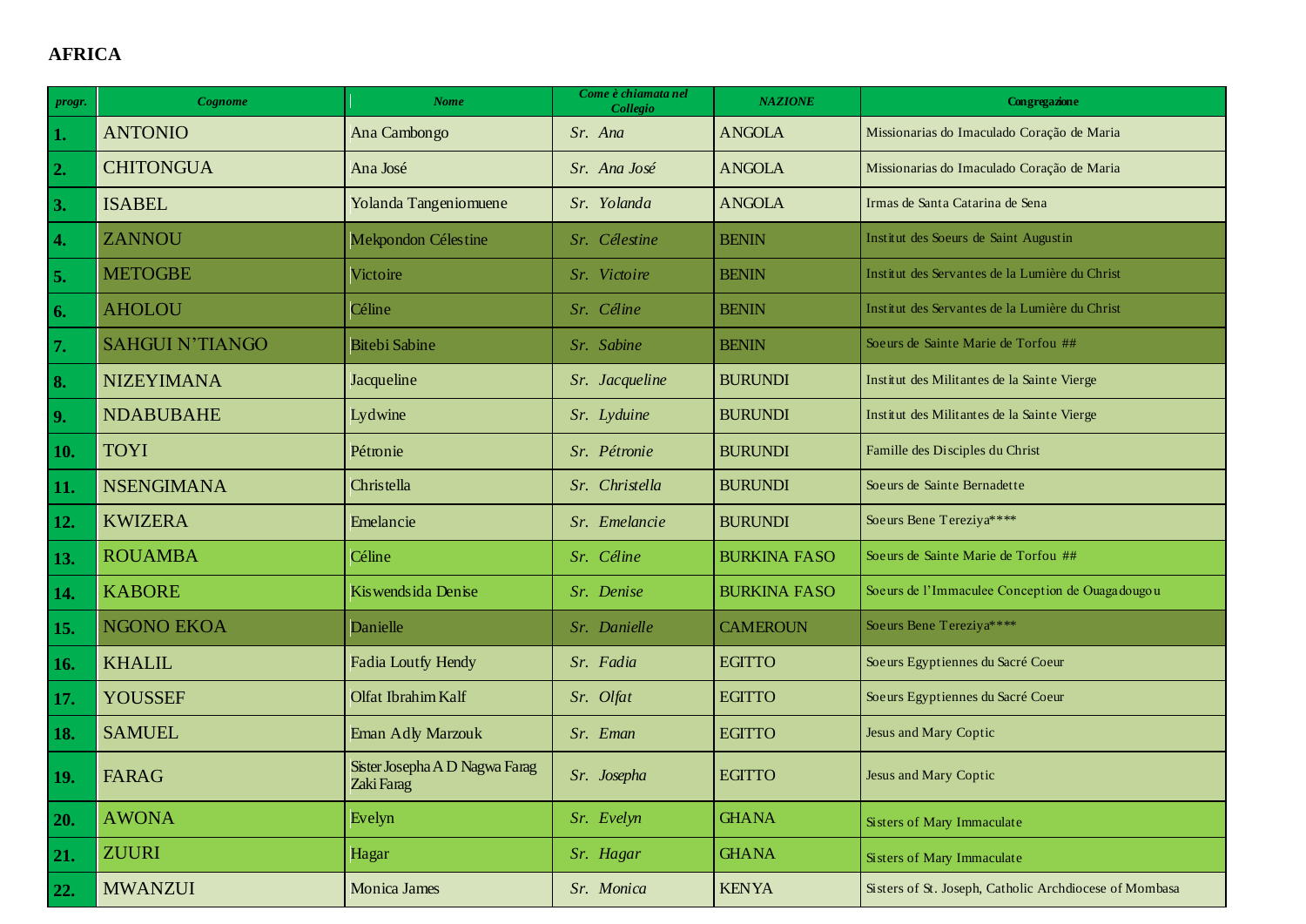**AFRICA**

| *progr.* | *Cognome* | *Nome* | *Come è chiamata nel Collegio* | *NAZIONE* | **Congregazione** |
|---|---|---|---|---|---|
| **1.** | ANTONIO | Ana Cambongo | *Sr. Ana* | ANGOLA | Missionarias do Imaculado Coração de Maria |
| **2.** | CHITONGUA | Ana José | *Sr. Ana José* | ANGOLA | Missionarias do Imaculado Coração de Maria |
| **3.** | ISABEL | Yolanda Tangeniomuene | *Sr. Yolanda* | ANGOLA | Irmas de Santa Catarina de Sena |
| **4.** | ZANNOU | Mekpondon Célestine | *Sr. Célestine* | BENIN | Institut des Soeurs de Saint Augustin |
| **5.** | METOGBE | Victoire | *Sr. Victoire* | BENIN | Institut des Servantes de la Lumière du Christ |
| **6.** | AHOLOU | Céline | *Sr. Céline* | BENIN | Institut des Servantes de la Lumière du Christ |
| **7.** | SAHGUI N'TIANGO | Bitebi Sabine | *Sr. Sabine* | BENIN | Soeurs de Sainte Marie de Torfou ## |
| **8.** | NIZEYIMANA | Jacqueline | *Sr. Jacqueline* | BURUNDI | Institut des Militantes de la Sainte Vierge |
| **9.** | NDABUBAHE | Lydwine | *Sr. Lyduine* | BURUNDI | Institut des Militantes de la Sainte Vierge |
| **10.** | TOYI | Pétronie | *Sr. Pétronie* | BURUNDI | Famille des Disciples du Christ |
| **11.** | NSENGIMANA | Christella | *Sr. Christella* | BURUNDI | Soeurs de Sainte Bernadette |
| **12.** | KWIZERA | Emelancie | *Sr. Emelancie* | BURUNDI | Soeurs Bene Tereziya**** |
| **13.** | ROUAMBA | Céline | *Sr. Céline* | BURKINA FASO | Soeurs de Sainte Marie de Torfou ## |
| **14.** | KABORE | Kiswendsida Denise | *Sr. Denise* | BURKINA FASO | Soeurs de l'Immaculee Conception de Ouagadougou |
| **15.** | NGONO EKOA | Danielle | *Sr. Danielle* | CAMEROUN | Soeurs Bene Tereziya**** |
| **16.** | KHALIL | Fadia Loutfy Hendy | *Sr. Fadia* | EGITTO | Soeurs Egyptiennes du Sacré Coeur |
| **17.** | YOUSSEF | Olfat Ibrahim Kalf | *Sr. Olfat* | EGITTO | Soeurs Egyptiennes du Sacré Coeur |
| **18.** | SAMUEL | Eman Adly Marzouk | *Sr. Eman* | EGITTO | Jesus and Mary Coptic |
| **19.** | FARAG | Sister Josepha A D Nagwa Farag Zaki Farag | *Sr. Josepha* | EGITTO | Jesus and Mary Coptic |
| **20.** | AWONA | Evelyn | *Sr. Evelyn* | GHANA | Sisters of Mary Immaculate |
| **21.** | ZUURI | Hagar | *Sr. Hagar* | GHANA | Sisters of Mary Immaculate |
| **22.** | MWANZUI | Monica James | *Sr. Monica* | KENYA | Sisters of St. Joseph, Catholic Archdiocese of Mombasa |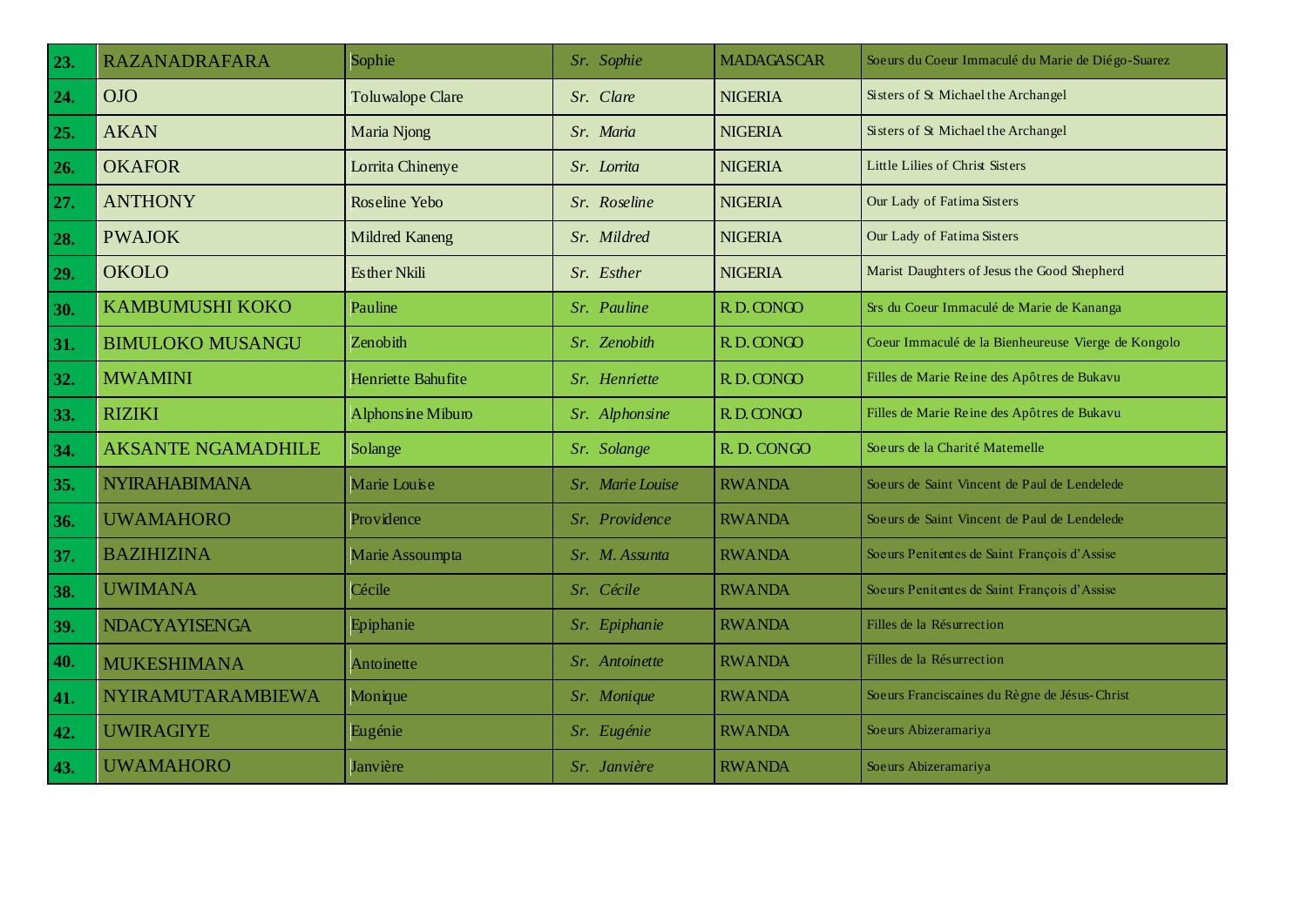| | | | | | |
|---|---|---|---|---|---|
| **23.** | RAZANADRAFARA | Sophie | *Sr. Sophie* | MADAGASCAR | Soeurs du Coeur Immaculé du Marie de Diégo-Suarez |
| **24.** | OJO | Toluwalope Clare | *Sr. Clare* | NIGERIA | Sisters of St Michael the Archangel |
| **25.** | AKAN | Maria Njong | *Sr. Maria* | NIGERIA | Sisters of St Michael the Archangel |
| **26.** | OKAFOR | Lorrita Chinenye | *Sr. Lorrita* | NIGERIA | Little Lilies of Christ Sisters |
| **27.** | ANTHONY | Roseline Yebo | *Sr. Roseline* | NIGERIA | Our Lady of Fatima Sisters |
| **28.** | PWAJOK | Mildred Kaneng | *Sr. Mildred* | NIGERIA | Our Lady of Fatima Sisters |
| **29.** | OKOLO | Esther Nkili | *Sr. Esther* | NIGERIA | Marist Daughters of Jesus the Good Shepherd |
| **30.** | KAMBUMUSHI KOKO | Pauline | *Sr. Pauline* | R.D. CONGO | Srs du Coeur Immaculé de Marie de Kananga |
| **31.** | BIMULOKO MUSANGU | Zenobith | *Sr. Zenobith* | R.D. CONGO | Coeur Immaculé de la Bienheureuse Vierge de Kongolo |
| **32.** | MWAMINI | Henriette Bahufite | *Sr. Henriette* | R.D. CONGO | Filles de Marie Reine des Apôtres de Bukavu |
| **33.** | RIZIKI | Alphonsine Miburo | *Sr. Alphonsine* | R.D. CONGO | Filles de Marie Reine des Apôtres de Bukavu |
| **34.** | AKSANTE NGAMADHILE | Solange | *Sr. Solange* | R. D. CONGO | Soeurs de la Charité Maternelle |
| **35.** | NYIRAHABIMANA | Marie Louise | *Sr. Marie Louise* | RWANDA | Soeurs de Saint Vincent de Paul de Lendelede |
| **36.** | UWAMAHORO | Providence | *Sr. Providence* | RWANDA | Soeurs de Saint Vincent de Paul de Lendelede |
| **37.** | BAZIHIZINA | Marie Assoumpta | *Sr. M. Assunta* | RWANDA | Soeurs Penitentes de Saint François d'Assise |
| **38.** | UWIMANA | Cécile | *Sr. Cécile* | RWANDA | Soeurs Penitentes de Saint François d'Assise |
| **39.** | NDACYAYISENGA | Epiphanie | *Sr. Epiphanie* | RWANDA | Filles de la Résurrection |
| **40.** | MUKESHIMANA | Antoinette | *Sr. Antoinette* | RWANDA | Filles de la Résurrection |
| **41.** | NYIRAMUTARAMBIEWA | Monique | *Sr. Monique* | RWANDA | Soeurs Franciscaines du Règne de Jésus-Christ |
| **42.** | UWIRAGIYE | Eugénie | *Sr. Eugénie* | RWANDA | Soeurs Abizeramariya |
| **43.** | UWAMAHORO | Janvière | *Sr. Janvière* | RWANDA | Soeurs Abizeramariya |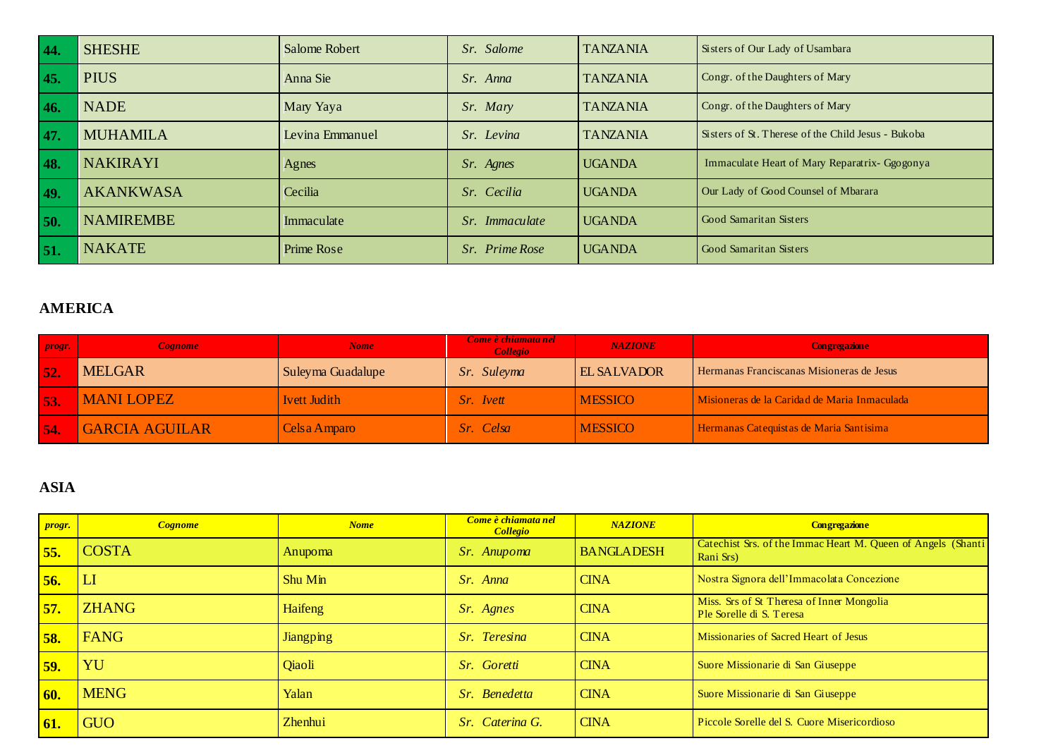| | | | | | |
|---|---|---|---|---|---|
| **44.** | SHESHE | Salome Robert | *Sr. Salome* | TANZANIA | Sisters of Our Lady of Usambara |
| **45.** | PIUS | Anna Sie | *Sr. Anna* | TANZANIA | Congr. of the Daughters of Mary |
| **46.** | NADE | Mary Yaya | *Sr. Mary* | TANZANIA | Congr. of the Daughters of Mary |
| **47.** | MUHAMILA | Levina Emmanuel | *Sr. Levina* | TANZANIA | Sisters of St. Therese of the Child Jesus - Bukoba |
| **48.** | NAKIRAYI | Agnes | *Sr. Agnes* | UGANDA | Immaculate Heart of Mary Reparatrix- Ggogonya |
| **49.** | AKANKWASA | Cecilia | *Sr. Cecilia* | UGANDA | Our Lady of Good Counsel of Mbarara |
| **50.** | NAMIREMBE | Immaculate | *Sr. Immaculate* | UGANDA | Good Samaritan Sisters |
| **51.** | NAKATE | Prime Rose | *Sr. Prime Rose* | UGANDA | Good Samaritan Sisters |

**AMERICA**

| *progr.* | *Cognome* | *Nome* | *Come è chiamata nel Collegio* | *NAZIONE* | **Congregazione** |
|---|---|---|---|---|---|
| **52.** | MELGAR | Suleyma Guadalupe | *Sr. Suleyma* | EL SALVADOR | Hermanas Franciscanas Misioneras de Jesus |
| **53.** | MANI LOPEZ | Ivett Judith | *Sr. Ivett* | MESSICO | Misioneras de la Caridad de Maria Inmaculada |
| **54.** | GARCIA AGUILAR | Celsa Amparo | *Sr. Celsa* | MESSICO | Hermanas Catequistas de Maria Santisima |

**ASIA**

| *progr.* | *Cognome* | *Nome* | *Come è chiamata nel Collegio* | *NAZIONE* | **Congregazione** |
|---|---|---|---|---|---|
| **55.** | COSTA | Anupoma | *Sr. Anupoma* | BANGLADESH | Catechist Srs. of the Immac Heart M. Queen of Angels (Shanti Rani Srs) |
| **56.** | LI | Shu Min | *Sr. Anna* | CINA | Nostra Signora dell'Immacolata Concezione |
| **57.** | ZHANG | Haifeng | *Sr. Agnes* | CINA | Miss. Srs of St Theresa of Inner Mongolia<br>Ple Sorelle di S. Teresa |
| **58.** | FANG | Jiangping | *Sr. Teresina* | CINA | Missionaries of Sacred Heart of Jesus |
| **59.** | YU | Qiaoli | *Sr. Goretti* | CINA | Suore Missionarie di San Giuseppe |
| **60.** | MENG | Yalan | *Sr. Benedetta* | CINA | Suore Missionarie di San Giuseppe |
| **61.** | GUO | Zhenhui | *Sr. Caterina G.* | CINA | Piccole Sorelle del S. Cuore Misericordioso |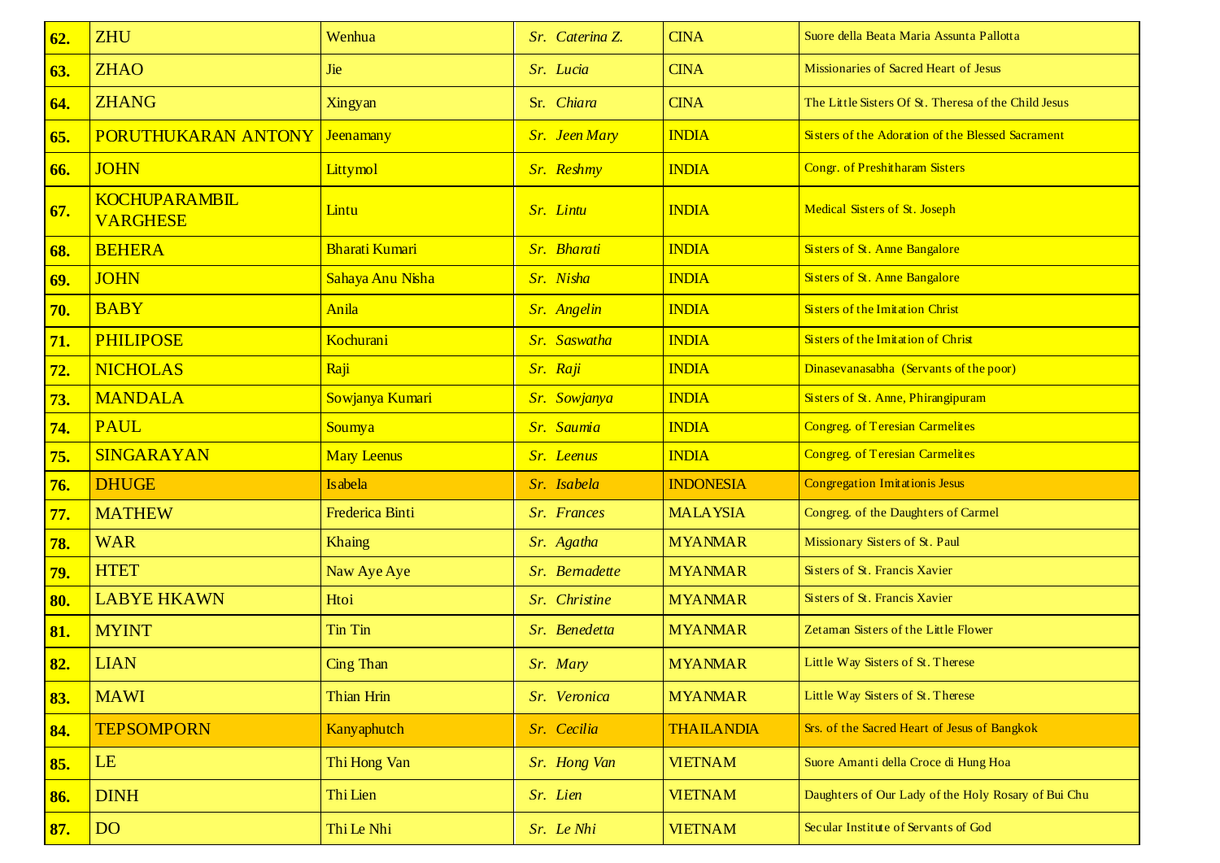| **62.** | ZHU | Wenhua | *Sr. Caterina Z.* | CINA | Suore della Beata Maria Assunta Pallotta |
|---|---|---|---|---|---|
| **63.** | ZHAO | Jie | *Sr. Lucia* | CINA | Missionaries of Sacred Heart of Jesus |
| **64.** | ZHANG | Xingyan | Sr. *Chiara* | CINA | The Little Sisters Of St. Theresa of the Child Jesus |
| **65.** | PORUTHUKARAN ANTONY | Jeenamany | *Sr. Jeen Mary* | INDIA | Sisters of the Adoration of the Blessed Sacrament |
| **66.** | JOHN | Littymol | *Sr. Reshmy* | INDIA | Congr. of Preshitharam Sisters |
| **67.** | KOCHUPARAMBIL VARGHESE | Lintu | *Sr. Lintu* | INDIA | Medical Sisters of St. Joseph |
| **68.** | BEHERA | Bharati Kumari | *Sr. Bharati* | INDIA | Sisters of St. Anne Bangalore |
| **69.** | JOHN | Sahaya Anu Nisha | *Sr. Nisha* | INDIA | Sisters of St. Anne Bangalore |
| **70.** | BABY | Anila | *Sr. Angelin* | INDIA | Sisters of the Imitation Christ |
| **71.** | PHILIPOSE | Kochurani | *Sr. Saswatha* | INDIA | Sisters of the Imitation of Christ |
| **72.** | NICHOLAS | Raji | *Sr. Raji* | INDIA | Dinasevanasabha (Servants of the poor) |
| **73.** | MANDALA | Sowjanya Kumari | *Sr. Sowjanya* | INDIA | Sisters of St. Anne, Phirangipuram |
| **74.** | PAUL | Soumya | *Sr. Saumia* | INDIA | Congreg. of Teresian Carmelites |
| **75.** | SINGARAYAN | Mary Leenus | *Sr. Leenus* | INDIA | Congreg. of Teresian Carmelites |
| **76.** | DHUGE | Isabela | *Sr. Isabela* | INDONESIA | Congregation Imitationis Jesus |
| **77.** | MATHEW | Frederica Binti | *Sr. Frances* | MALAYSIA | Congreg. of the Daughters of Carmel |
| **78.** | WAR | Khaing | *Sr. Agatha* | MYANMAR | Missionary Sisters of St. Paul |
| **79.** | HTET | Naw Aye Aye | *Sr. Bernadette* | MYANMAR | Sisters of St. Francis Xavier |
| **80.** | LABYE HKAWN | Htoi | *Sr. Christine* | MYANMAR | Sisters of St. Francis Xavier |
| **81.** | MYINT | Tin Tin | *Sr. Benedetta* | MYANMAR | Zetaman Sisters of the Little Flower |
| **82.** | LIAN | Cing Than | *Sr. Mary* | MYANMAR | Little Way Sisters of St. Therese |
| **83.** | MAWI | Thian Hrin | *Sr. Veronica* | MYANMAR | Little Way Sisters of St. Therese |
| **84.** | TEPSOMPORN | Kanyaphutch | *Sr. Cecilia* | THAILANDIA | Srs. of the Sacred Heart of Jesus of Bangkok |
| **85.** | LE | Thi Hong Van | *Sr. Hong Van* | VIETNAM | Suore Amanti della Croce di Hung Hoa |
| **86.** | DINH | Thi Lien | *Sr. Lien* | VIETNAM | Daughters of Our Lady of the Holy Rosary of Bui Chu |
| **87.** | DO | Thi Le Nhi | *Sr. Le Nhi* | VIETNAM | Secular Institute of Servants of God |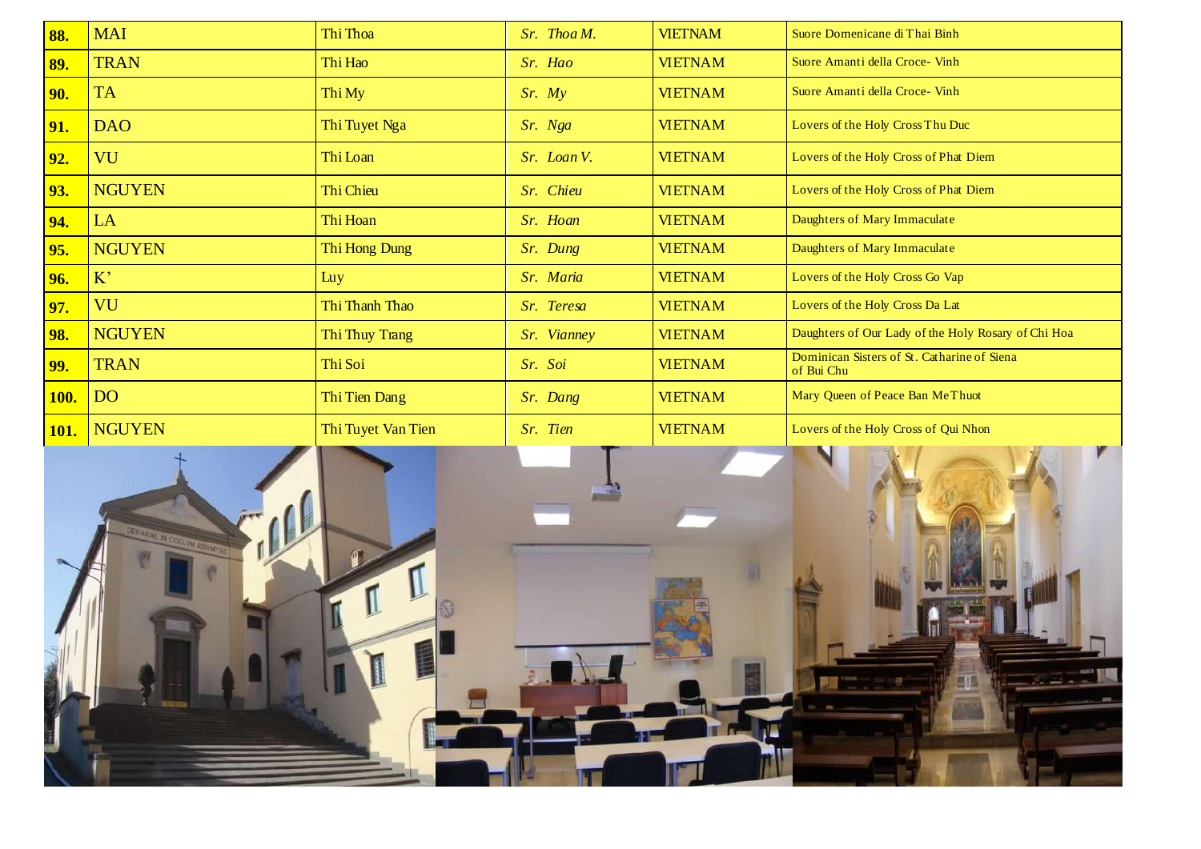| | | | | | |
|---|---|---|---|---|---|
| **88.** | MAI | Thi Thoa | *Sr. Thoa M.* | VIETNAM | Suore Domenicane di Thai Binh |
| **89.** | TRAN | Thi Hao | *Sr. Hao* | VIETNAM | Suore Amanti della Croce- Vinh |
| **90.** | TA | Thi My | *Sr. My* | VIETNAM | Suore Amanti della Croce- Vinh |
| **91.** | DAO | Thi Tuyet Nga | *Sr. Nga* | VIETNAM | Lovers of the Holy Cross Thu Duc |
| **92.** | VU | Thi Loan | *Sr. Loan V.* | VIETNAM | Lovers of the Holy Cross of Phat Diem |
| **93.** | NGUYEN | Thi Chieu | *Sr. Chieu* | VIETNAM | Lovers of the Holy Cross of Phat Diem |
| **94.** | LA | Thi Hoan | *Sr. Hoan* | VIETNAM | Daughters of Mary Immaculate |
| **95.** | NGUYEN | Thi Hong Dung | *Sr. Dung* | VIETNAM | Daughters of Mary Immaculate |
| **96.** | K' | Luy | *Sr. Maria* | VIETNAM | Lovers of the Holy Cross Go Vap |
| **97.** | VU | Thi Thanh Thao | *Sr. Teresa* | VIETNAM | Lovers of the Holy Cross Da Lat |
| **98.** | NGUYEN | Thi Thuy Trang | *Sr. Vianney* | VIETNAM | Daughters of Our Lady of the Holy Rosary of Chi Hoa |
| **99.** | TRAN | Thi Soi | *Sr. Soi* | VIETNAM | Dominican Sisters of St. Catharine of Siena of Bui Chu |
| **100.** | DO | Thi Tien Dang | *Sr. Dang* | VIETNAM | Mary Queen of Peace Ban Me Thuot |
| **101.** | NGUYEN | Thi Tuyet Van Tien | *Sr. Tien* | VIETNAM | Lovers of the Holy Cross of Qui Nhon |